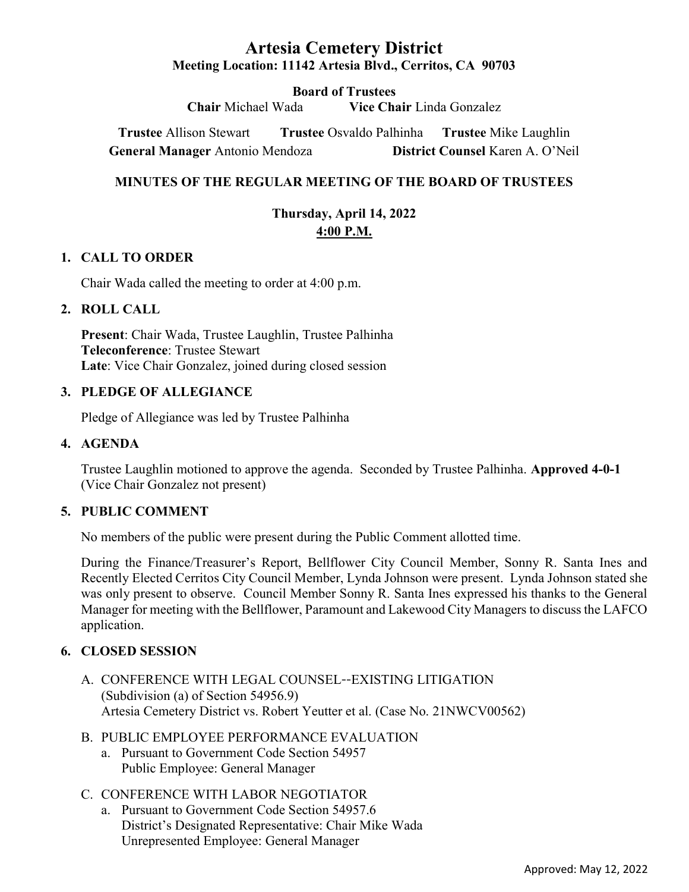# Artesia Cemetery District

**Meeting Location: 11142 Artesia Blvd., Cerritos, CA 90703**

**Board of Trustees**

**Chair** Michael Wada **Vice Chair** Linda Gonzalez

**Trustee** Allison Stewart **Trustee** Osvaldo Palhinha **Trustee** Mike Laughlin

**General Manager** Antonio Mendoza **District Counsel** Karen A. O'Neil

## MINUTES OF THE REGULAR MEETING OF THE BOARD OF TRUSTEES

**Thursday, April 14, 2022**

**4:00 P.M.**

### 1. CALL TO ORDER

Chair Wada called the meeting to order at 4:00 p.m.

### 2. ROLL CALL

**Present**: Chair Wada, Trustee Laughlin, Trustee Palhinha
**Teleconference**: Trustee Stewart
**Late**: Vice Chair Gonzalez, joined during closed session

### 3. PLEDGE OF ALLEGIANCE

Pledge of Allegiance was led by Trustee Palhinha

### 4. AGENDA

Trustee Laughlin motioned to approve the agenda. Seconded by Trustee Palhinha. **Approved 4-0-1** (Vice Chair Gonzalez not present)

### 5. PUBLIC COMMENT

No members of the public were present during the Public Comment allotted time.

During the Finance/Treasurer's Report, Bellflower City Council Member, Sonny R. Santa Ines and Recently Elected Cerritos City Council Member, Lynda Johnson were present. Lynda Johnson stated she was only present to observe. Council Member Sonny R. Santa Ines expressed his thanks to the General Manager for meeting with the Bellflower, Paramount and Lakewood City Managers to discuss the LAFCO application.

### 6. CLOSED SESSION

A. CONFERENCE WITH LEGAL COUNSEL--EXISTING LITIGATION
(Subdivision (a) of Section 54956.9)
Artesia Cemetery District vs. Robert Yeutter et al. (Case No. 21NWCV00562)

B. PUBLIC EMPLOYEE PERFORMANCE EVALUATION
  a. Pursuant to Government Code Section 54957
  Public Employee: General Manager

C. CONFERENCE WITH LABOR NEGOTIATOR
  a. Pursuant to Government Code Section 54957.6
  District's Designated Representative: Chair Mike Wada
  Unrepresented Employee: General Manager

Approved: May 12, 2022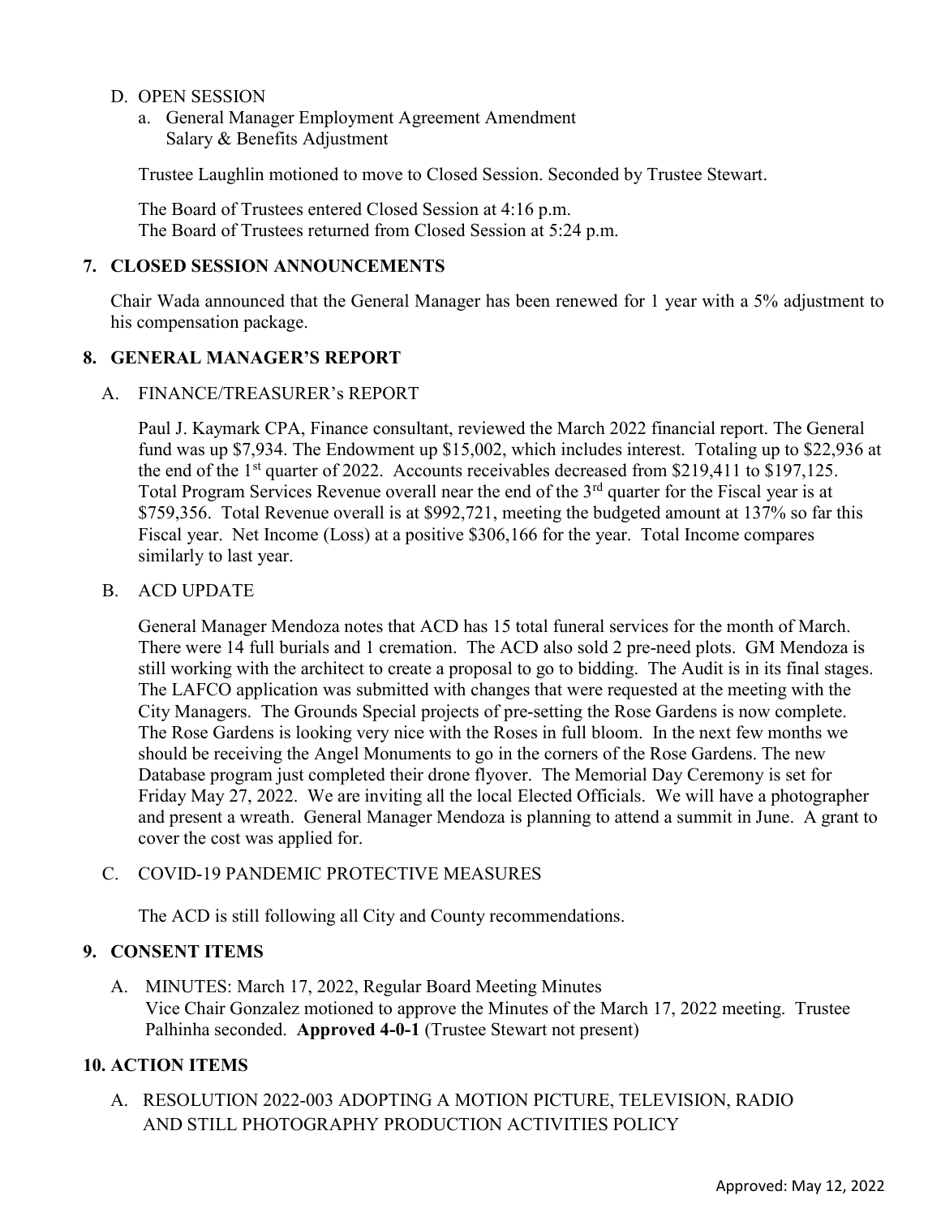D. OPEN SESSION

a. General Manager Employment Agreement Amendment
   Salary & Benefits Adjustment

Trustee Laughlin motioned to move to Closed Session. Seconded by Trustee Stewart.

The Board of Trustees entered Closed Session at 4:16 p.m.
The Board of Trustees returned from Closed Session at 5:24 p.m.

## 7. CLOSED SESSION ANNOUNCEMENTS

Chair Wada announced that the General Manager has been renewed for 1 year with a 5% adjustment to his compensation package.

## 8. GENERAL MANAGER'S REPORT

A. FINANCE/TREASURER's REPORT

Paul J. Kaymark CPA, Finance consultant, reviewed the March 2022 financial report. The General fund was up $7,934. The Endowment up $15,002, which includes interest. Totaling up to $22,936 at the end of the 1st quarter of 2022. Accounts receivables decreased from $219,411 to $197,125. Total Program Services Revenue overall near the end of the 3rd quarter for the Fiscal year is at $759,356. Total Revenue overall is at $992,721, meeting the budgeted amount at 137% so far this Fiscal year. Net Income (Loss) at a positive $306,166 for the year. Total Income compares similarly to last year.

B. ACD UPDATE

General Manager Mendoza notes that ACD has 15 total funeral services for the month of March. There were 14 full burials and 1 cremation. The ACD also sold 2 pre-need plots. GM Mendoza is still working with the architect to create a proposal to go to bidding. The Audit is in its final stages. The LAFCO application was submitted with changes that were requested at the meeting with the City Managers. The Grounds Special projects of pre-setting the Rose Gardens is now complete. The Rose Gardens is looking very nice with the Roses in full bloom. In the next few months we should be receiving the Angel Monuments to go in the corners of the Rose Gardens. The new Database program just completed their drone flyover. The Memorial Day Ceremony is set for Friday May 27, 2022. We are inviting all the local Elected Officials. We will have a photographer and present a wreath. General Manager Mendoza is planning to attend a summit in June. A grant to cover the cost was applied for.

C. COVID-19 PANDEMIC PROTECTIVE MEASURES

The ACD is still following all City and County recommendations.

## 9. CONSENT ITEMS

A. MINUTES: March 17, 2022, Regular Board Meeting Minutes
Vice Chair Gonzalez motioned to approve the Minutes of the March 17, 2022 meeting. Trustee Palhinha seconded. **Approved 4-0-1** (Trustee Stewart not present)

## 10. ACTION ITEMS

A. RESOLUTION 2022-003 ADOPTING A MOTION PICTURE, TELEVISION, RADIO AND STILL PHOTOGRAPHY PRODUCTION ACTIVITIES POLICY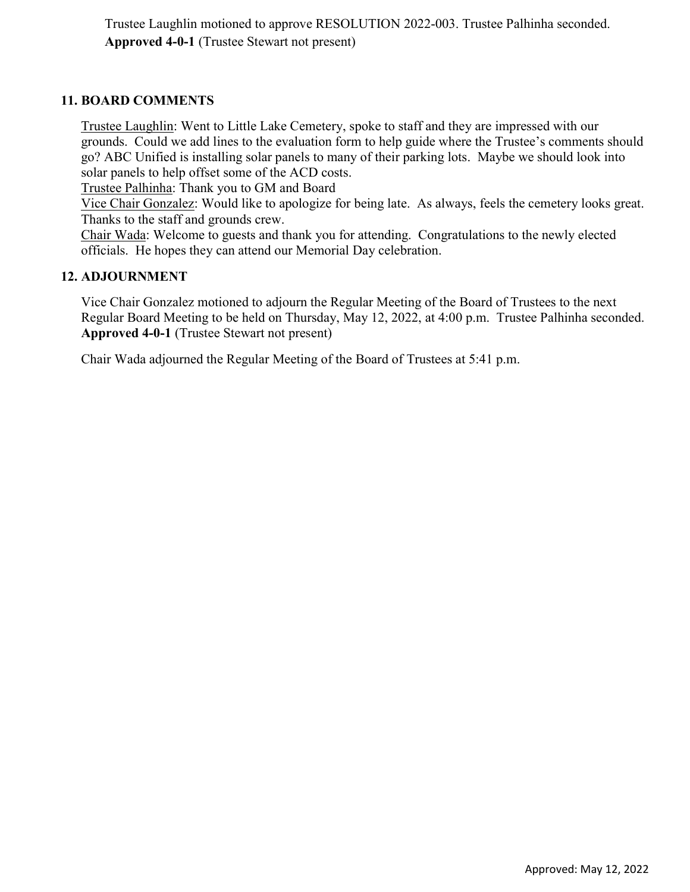Trustee Laughlin motioned to approve RESOLUTION 2022-003. Trustee Palhinha seconded.
**Approved 4-0-1** (Trustee Stewart not present)

## 11. BOARD COMMENTS

Trustee Laughlin: Went to Little Lake Cemetery, spoke to staff and they are impressed with our grounds. Could we add lines to the evaluation form to help guide where the Trustee's comments should go? ABC Unified is installing solar panels to many of their parking lots. Maybe we should look into solar panels to help offset some of the ACD costs.

Trustee Palhinha: Thank you to GM and Board

Vice Chair Gonzalez: Would like to apologize for being late. As always, feels the cemetery looks great. Thanks to the staff and grounds crew.

Chair Wada: Welcome to guests and thank you for attending. Congratulations to the newly elected officials. He hopes they can attend our Memorial Day celebration.

## 12. ADJOURNMENT

Vice Chair Gonzalez motioned to adjourn the Regular Meeting of the Board of Trustees to the next Regular Board Meeting to be held on Thursday, May 12, 2022, at 4:00 p.m. Trustee Palhinha seconded.
**Approved 4-0-1** (Trustee Stewart not present)

Chair Wada adjourned the Regular Meeting of the Board of Trustees at 5:41 p.m.

Approved: May 12, 2022